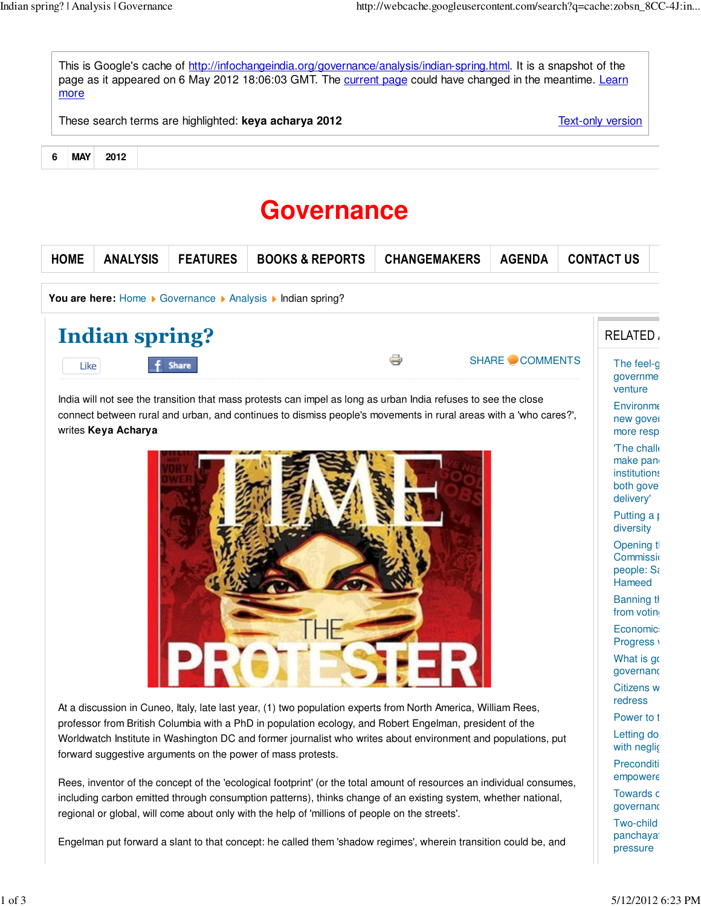This is Google's cache of http://infochangeindia.org/governance/analysis/indian-spring.html. It is a snapshot of the page as it appeared on 6 May 2012 18:06:03 GMT. The current page could have changed in the meantime. Learn more

These search terms are highlighted: **keya acharya 2012**

Text-only version

6 MAY 2012

# Governance

HOME | ANALYSIS | FEATURES | BOOKS & REPORTS | CHANGEMAKERS | AGENDA | CONTACT US

**You are here:** Home ▸ Governance ▸ Analysis ▸ Indian spring?

## Indian spring?

India will not see the transition that mass protests can impel as long as urban India refuses to see the close connect between rural and urban, and continues to dismiss people's movements in rural areas with a 'who cares?', writes **Keya Acharya**

At a discussion in Cuneo, Italy, late last year, (1) two population experts from North America, William Rees, professor from British Columbia with a PhD in population ecology, and Robert Engelman, president of the Worldwatch Institute in Washington DC and former journalist who writes about environment and populations, put forward suggestive arguments on the power of mass protests.

Rees, inventor of the concept of the 'ecological footprint' (or the total amount of resources an individual consumes, including carbon emitted through consumption patterns), thinks change of an existing system, whether national, regional or global, will come about only with the help of 'millions of people on the streets'.

Engelman put forward a slant to that concept: he called them 'shadow regimes', wherein transition could be, and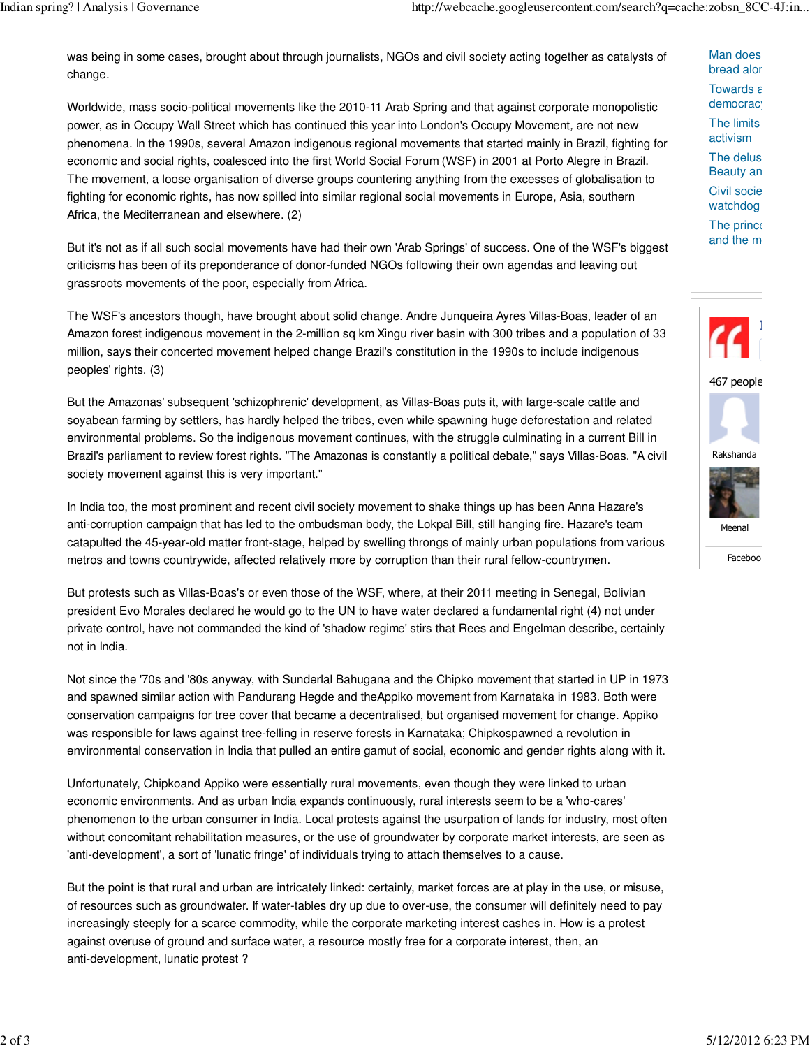was being in some cases, brought about through journalists, NGOs and civil society acting together as catalysts of change.

Worldwide, mass socio-political movements like the 2010-11 Arab Spring and that against corporate monopolistic power, as in Occupy Wall Street which has continued this year into London's Occupy Movement, are not new phenomena. In the 1990s, several Amazon indigenous regional movements that started mainly in Brazil, fighting for economic and social rights, coalesced into the first World Social Forum (WSF) in 2001 at Porto Alegre in Brazil. The movement, a loose organisation of diverse groups countering anything from the excesses of globalisation to fighting for economic rights, has now spilled into similar regional social movements in Europe, Asia, southern Africa, the Mediterranean and elsewhere. (2)

But it's not as if all such social movements have had their own 'Arab Springs' of success. One of the WSF's biggest criticisms has been of its preponderance of donor-funded NGOs following their own agendas and leaving out grassroots movements of the poor, especially from Africa.

The WSF's ancestors though, have brought about solid change. Andre Junqueira Ayres Villas-Boas, leader of an Amazon forest indigenous movement in the 2-million sq km Xingu river basin with 300 tribes and a population of 33 million, says their concerted movement helped change Brazil's constitution in the 1990s to include indigenous peoples' rights. (3)

But the Amazonas' subsequent 'schizophrenic' development, as Villas-Boas puts it, with large-scale cattle and soyabean farming by settlers, has hardly helped the tribes, even while spawning huge deforestation and related environmental problems. So the indigenous movement continues, with the struggle culminating in a current Bill in Brazil's parliament to review forest rights. "The Amazonas is constantly a political debate," says Villas-Boas. "A civil society movement against this is very important."

In India too, the most prominent and recent civil society movement to shake things up has been Anna Hazare's anti-corruption campaign that has led to the ombudsman body, the Lokpal Bill, still hanging fire. Hazare's team catapulted the 45-year-old matter front-stage, helped by swelling throngs of mainly urban populations from various metros and towns countrywide, affected relatively more by corruption than their rural fellow-countrymen.

But protests such as Villas-Boas's or even those of the WSF, where, at their 2011 meeting in Senegal, Bolivian president Evo Morales declared he would go to the UN to have water declared a fundamental right (4) not under private control, have not commanded the kind of 'shadow regime' stirs that Rees and Engelman describe, certainly not in India.

Not since the '70s and '80s anyway, with Sunderlal Bahugana and the Chipko movement that started in UP in 1973 and spawned similar action with Pandurang Hegde and theAppiko movement from Karnataka in 1983. Both were conservation campaigns for tree cover that became a decentralised, but organised movement for change. Appiko was responsible for laws against tree-felling in reserve forests in Karnataka; Chipkospawned a revolution in environmental conservation in India that pulled an entire gamut of social, economic and gender rights along with it.

Unfortunately, Chipkoand Appiko were essentially rural movements, even though they were linked to urban economic environments. And as urban India expands continuously, rural interests seem to be a 'who-cares' phenomenon to the urban consumer in India. Local protests against the usurpation of lands for industry, most often without concomitant rehabilitation measures, or the use of groundwater by corporate market interests, are seen as 'anti-development', a sort of 'lunatic fringe' of individuals trying to attach themselves to a cause.

But the point is that rural and urban are intricately linked: certainly, market forces are at play in the use, or misuse, of resources such as groundwater. If water-tables dry up due to over-use, the consumer will definitely need to pay increasingly steeply for a scarce commodity, while the corporate marketing interest cashes in. How is a protest against overuse of ground and surface water, a resource mostly free for a corporate interest, then, an anti-development, lunatic protest ?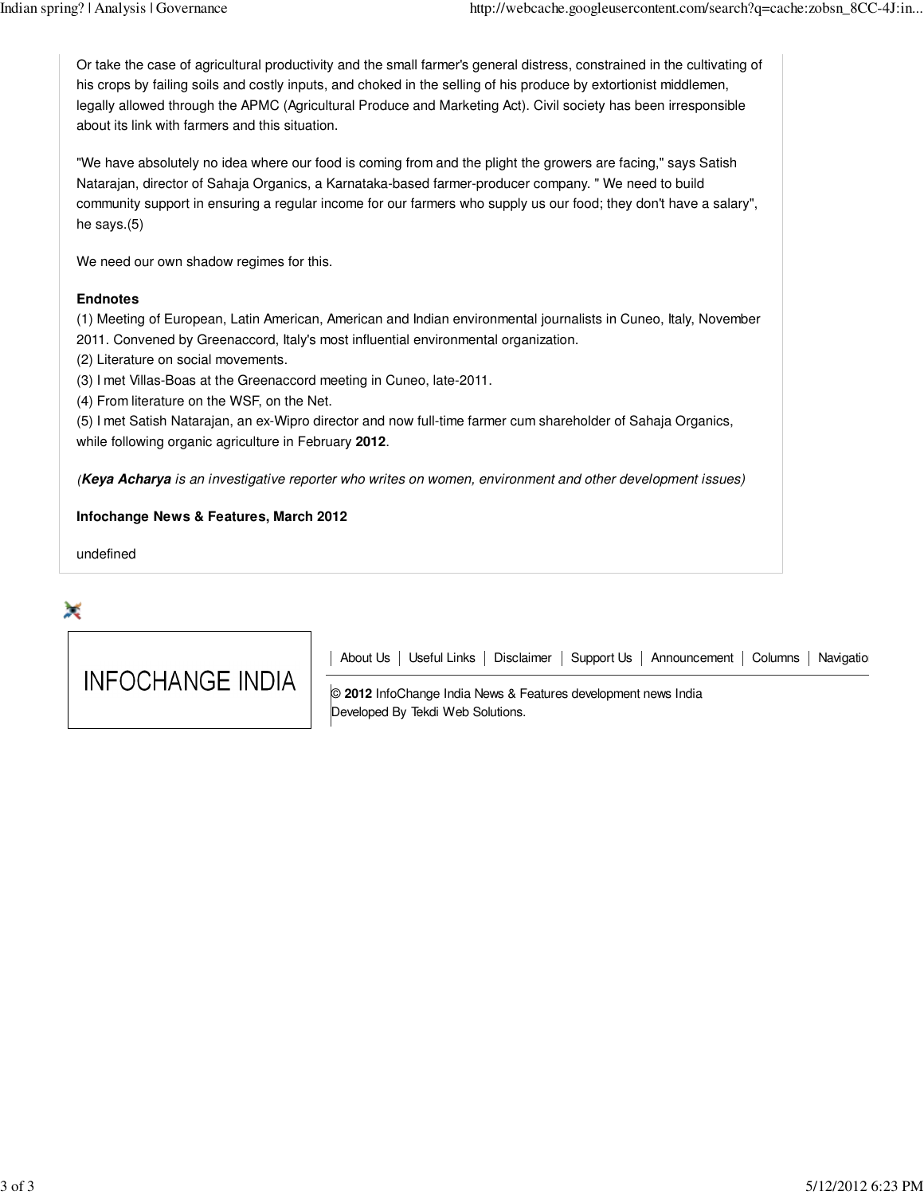Or take the case of agricultural productivity and the small farmer's general distress, constrained in the cultivating of his crops by failing soils and costly inputs, and choked in the selling of his produce by extortionist middlemen, legally allowed through the APMC (Agricultural Produce and Marketing Act). Civil society has been irresponsible about its link with farmers and this situation.

"We have absolutely no idea where our food is coming from and the plight the growers are facing," says Satish Natarajan, director of Sahaja Organics, a Karnataka-based farmer-producer company. " We need to build community support in ensuring a regular income for our farmers who supply us our food; they don't have a salary", he says.(5)

We need our own shadow regimes for this.

**Endnotes**

(1) Meeting of European, Latin American, American and Indian environmental journalists in Cuneo, Italy, November 2011. Convened by Greenaccord, Italy's most influential environmental organization.
(2) Literature on social movements.
(3) I met Villas-Boas at the Greenaccord meeting in Cuneo, late-2011.
(4) From literature on the WSF, on the Net.
(5) I met Satish Natarajan, an ex-Wipro director and now full-time farmer cum shareholder of Sahaja Organics, while following organic agriculture in February **2012**.

*(**Keya Acharya** is an investigative reporter who writes on women, environment and other development issues)*

**Infochange News & Features, March 2012**

undefined

INFOCHANGE INDIA

About Us | Useful Links | Disclaimer | Support Us | Announcement | Columns | Navigatio

© **2012** InfoChange India News & Features development news India
Developed By Tekdi Web Solutions.